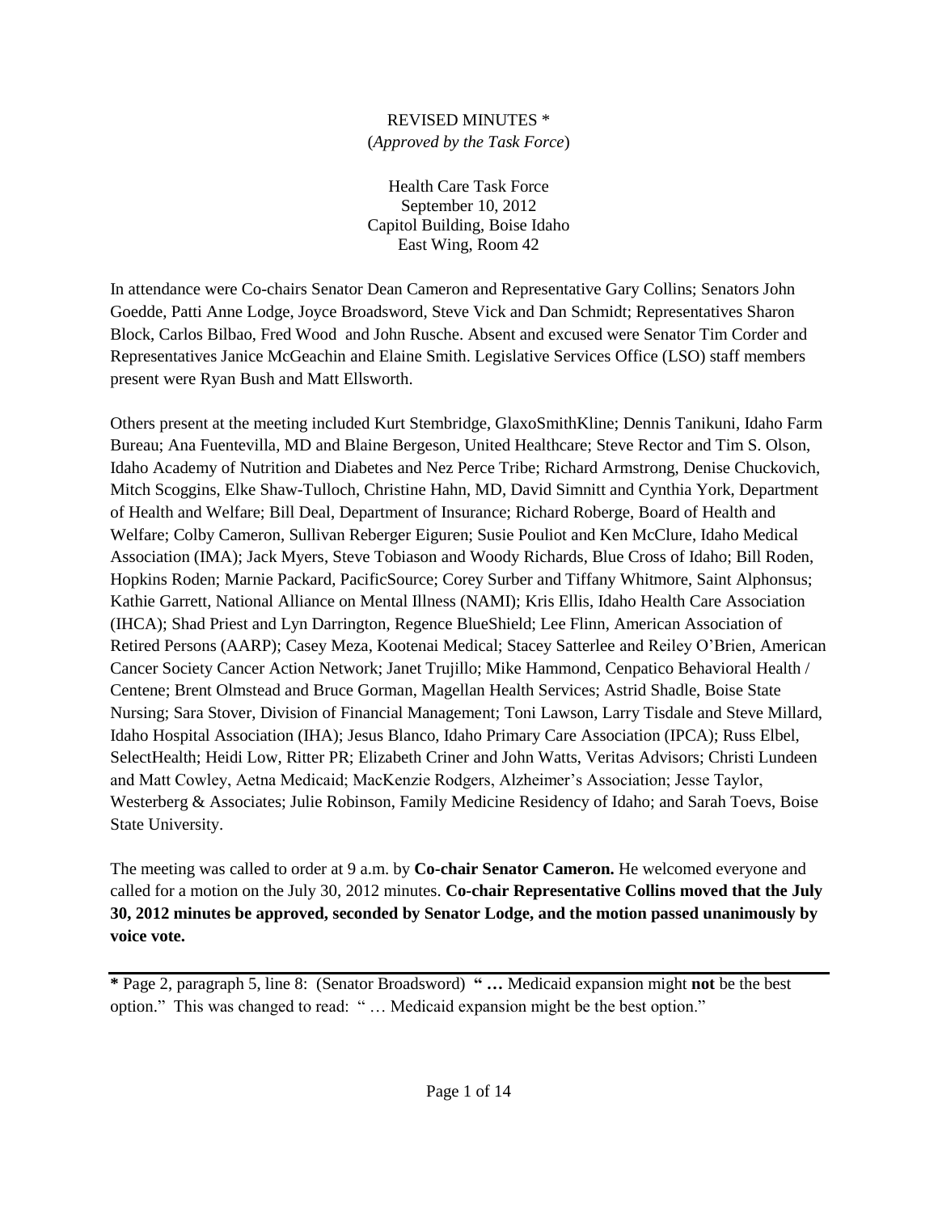REVISED MINUTES *
(*Approved by the Task Force*)

Health Care Task Force
September 10, 2012
Capitol Building, Boise Idaho
East Wing, Room 42

In attendance were Co-chairs Senator Dean Cameron and Representative Gary Collins; Senators John Goedde, Patti Anne Lodge, Joyce Broadsword, Steve Vick and Dan Schmidt; Representatives Sharon Block, Carlos Bilbao, Fred Wood and John Rusche. Absent and excused were Senator Tim Corder and Representatives Janice McGeachin and Elaine Smith. Legislative Services Office (LSO) staff members present were Ryan Bush and Matt Ellsworth.

Others present at the meeting included Kurt Stembridge, GlaxoSmithKline; Dennis Tanikuni, Idaho Farm Bureau; Ana Fuentevilla, MD and Blaine Bergeson, United Healthcare; Steve Rector and Tim S. Olson, Idaho Academy of Nutrition and Diabetes and Nez Perce Tribe; Richard Armstrong, Denise Chuckovich, Mitch Scoggins, Elke Shaw-Tulloch, Christine Hahn, MD, David Simnitt and Cynthia York, Department of Health and Welfare; Bill Deal, Department of Insurance; Richard Roberge, Board of Health and Welfare; Colby Cameron, Sullivan Reberger Eiguren; Susie Pouliot and Ken McClure, Idaho Medical Association (IMA); Jack Myers, Steve Tobiason and Woody Richards, Blue Cross of Idaho; Bill Roden, Hopkins Roden; Marnie Packard, PacificSource; Corey Surber and Tiffany Whitmore, Saint Alphonsus; Kathie Garrett, National Alliance on Mental Illness (NAMI); Kris Ellis, Idaho Health Care Association (IHCA); Shad Priest and Lyn Darrington, Regence BlueShield; Lee Flinn, American Association of Retired Persons (AARP); Casey Meza, Kootenai Medical; Stacey Satterlee and Reiley O'Brien, American Cancer Society Cancer Action Network; Janet Trujillo; Mike Hammond, Cenpatico Behavioral Health / Centene; Brent Olmstead and Bruce Gorman, Magellan Health Services; Astrid Shadle, Boise State Nursing; Sara Stover, Division of Financial Management; Toni Lawson, Larry Tisdale and Steve Millard, Idaho Hospital Association (IHA); Jesus Blanco, Idaho Primary Care Association (IPCA); Russ Elbel, SelectHealth; Heidi Low, Ritter PR; Elizabeth Criner and John Watts, Veritas Advisors; Christi Lundeen and Matt Cowley, Aetna Medicaid; MacKenzie Rodgers, Alzheimer's Association; Jesse Taylor, Westerberg & Associates; Julie Robinson, Family Medicine Residency of Idaho; and Sarah Toevs, Boise State University.

The meeting was called to order at 9 a.m. by **Co-chair Senator Cameron.** He welcomed everyone and called for a motion on the July 30, 2012 minutes. **Co-chair Representative Collins moved that the July 30, 2012 minutes be approved, seconded by Senator Lodge, and the motion passed unanimously by voice vote.**

---

**\*** Page 2, paragraph 5, line 8: (Senator Broadsword) **" …** Medicaid expansion might **not** be the best option." This was changed to read: " … Medicaid expansion might be the best option."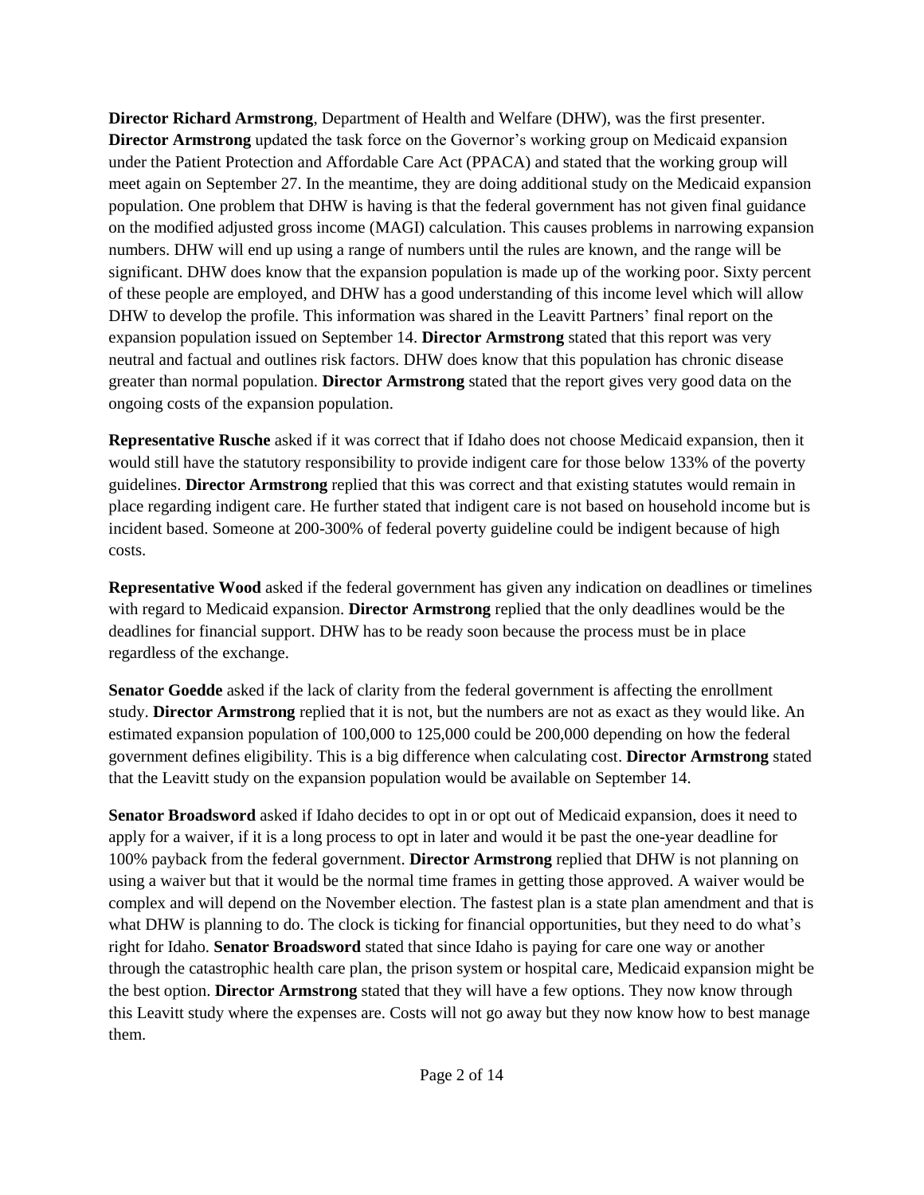**Director Richard Armstrong**, Department of Health and Welfare (DHW), was the first presenter. **Director Armstrong** updated the task force on the Governor's working group on Medicaid expansion under the Patient Protection and Affordable Care Act (PPACA) and stated that the working group will meet again on September 27. In the meantime, they are doing additional study on the Medicaid expansion population. One problem that DHW is having is that the federal government has not given final guidance on the modified adjusted gross income (MAGI) calculation. This causes problems in narrowing expansion numbers. DHW will end up using a range of numbers until the rules are known, and the range will be significant. DHW does know that the expansion population is made up of the working poor. Sixty percent of these people are employed, and DHW has a good understanding of this income level which will allow DHW to develop the profile. This information was shared in the Leavitt Partners' final report on the expansion population issued on September 14. **Director Armstrong** stated that this report was very neutral and factual and outlines risk factors. DHW does know that this population has chronic disease greater than normal population. **Director Armstrong** stated that the report gives very good data on the ongoing costs of the expansion population.

**Representative Rusche** asked if it was correct that if Idaho does not choose Medicaid expansion, then it would still have the statutory responsibility to provide indigent care for those below 133% of the poverty guidelines. **Director Armstrong** replied that this was correct and that existing statutes would remain in place regarding indigent care. He further stated that indigent care is not based on household income but is incident based. Someone at 200-300% of federal poverty guideline could be indigent because of high costs.

**Representative Wood** asked if the federal government has given any indication on deadlines or timelines with regard to Medicaid expansion. **Director Armstrong** replied that the only deadlines would be the deadlines for financial support. DHW has to be ready soon because the process must be in place regardless of the exchange.

**Senator Goedde** asked if the lack of clarity from the federal government is affecting the enrollment study. **Director Armstrong** replied that it is not, but the numbers are not as exact as they would like. An estimated expansion population of 100,000 to 125,000 could be 200,000 depending on how the federal government defines eligibility. This is a big difference when calculating cost. **Director Armstrong** stated that the Leavitt study on the expansion population would be available on September 14.

**Senator Broadsword** asked if Idaho decides to opt in or opt out of Medicaid expansion, does it need to apply for a waiver, if it is a long process to opt in later and would it be past the one-year deadline for 100% payback from the federal government. **Director Armstrong** replied that DHW is not planning on using a waiver but that it would be the normal time frames in getting those approved. A waiver would be complex and will depend on the November election. The fastest plan is a state plan amendment and that is what DHW is planning to do. The clock is ticking for financial opportunities, but they need to do what's right for Idaho. **Senator Broadsword** stated that since Idaho is paying for care one way or another through the catastrophic health care plan, the prison system or hospital care, Medicaid expansion might be the best option. **Director Armstrong** stated that they will have a few options. They now know through this Leavitt study where the expenses are. Costs will not go away but they now know how to best manage them.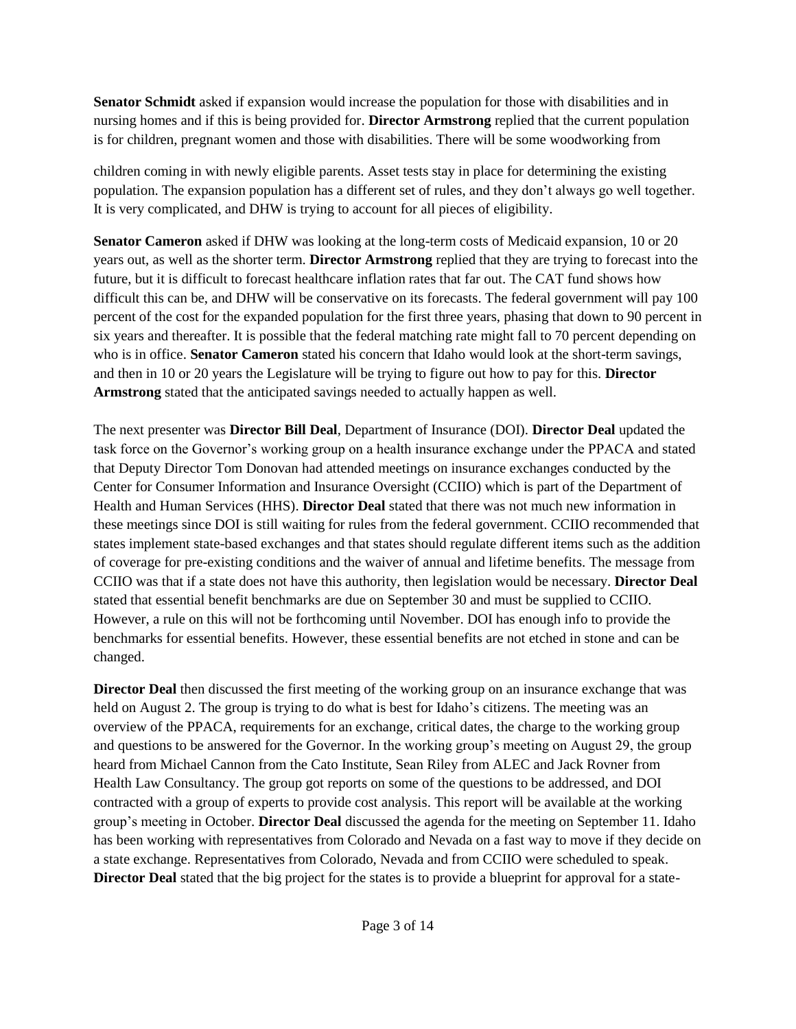**Senator Schmidt** asked if expansion would increase the population for those with disabilities and in nursing homes and if this is being provided for. **Director Armstrong** replied that the current population is for children, pregnant women and those with disabilities. There will be some woodworking from

children coming in with newly eligible parents. Asset tests stay in place for determining the existing population. The expansion population has a different set of rules, and they don't always go well together. It is very complicated, and DHW is trying to account for all pieces of eligibility.

**Senator Cameron** asked if DHW was looking at the long-term costs of Medicaid expansion, 10 or 20 years out, as well as the shorter term. **Director Armstrong** replied that they are trying to forecast into the future, but it is difficult to forecast healthcare inflation rates that far out. The CAT fund shows how difficult this can be, and DHW will be conservative on its forecasts. The federal government will pay 100 percent of the cost for the expanded population for the first three years, phasing that down to 90 percent in six years and thereafter. It is possible that the federal matching rate might fall to 70 percent depending on who is in office. **Senator Cameron** stated his concern that Idaho would look at the short-term savings, and then in 10 or 20 years the Legislature will be trying to figure out how to pay for this. **Director Armstrong** stated that the anticipated savings needed to actually happen as well.

The next presenter was **Director Bill Deal**, Department of Insurance (DOI). **Director Deal** updated the task force on the Governor's working group on a health insurance exchange under the PPACA and stated that Deputy Director Tom Donovan had attended meetings on insurance exchanges conducted by the Center for Consumer Information and Insurance Oversight (CCIIO) which is part of the Department of Health and Human Services (HHS). **Director Deal** stated that there was not much new information in these meetings since DOI is still waiting for rules from the federal government. CCIIO recommended that states implement state-based exchanges and that states should regulate different items such as the addition of coverage for pre-existing conditions and the waiver of annual and lifetime benefits. The message from CCIIO was that if a state does not have this authority, then legislation would be necessary. **Director Deal** stated that essential benefit benchmarks are due on September 30 and must be supplied to CCIIO. However, a rule on this will not be forthcoming until November. DOI has enough info to provide the benchmarks for essential benefits. However, these essential benefits are not etched in stone and can be changed.

**Director Deal** then discussed the first meeting of the working group on an insurance exchange that was held on August 2. The group is trying to do what is best for Idaho's citizens. The meeting was an overview of the PPACA, requirements for an exchange, critical dates, the charge to the working group and questions to be answered for the Governor. In the working group's meeting on August 29, the group heard from Michael Cannon from the Cato Institute, Sean Riley from ALEC and Jack Rovner from Health Law Consultancy. The group got reports on some of the questions to be addressed, and DOI contracted with a group of experts to provide cost analysis. This report will be available at the working group's meeting in October. **Director Deal** discussed the agenda for the meeting on September 11. Idaho has been working with representatives from Colorado and Nevada on a fast way to move if they decide on a state exchange. Representatives from Colorado, Nevada and from CCIIO were scheduled to speak. **Director Deal** stated that the big project for the states is to provide a blueprint for approval for a state-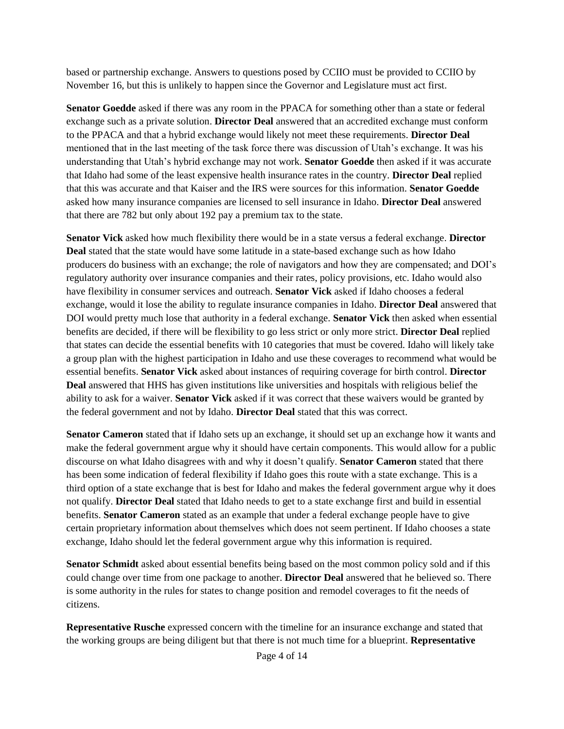based or partnership exchange. Answers to questions posed by CCIIO must be provided to CCIIO by November 16, but this is unlikely to happen since the Governor and Legislature must act first.

**Senator Goedde** asked if there was any room in the PPACA for something other than a state or federal exchange such as a private solution. **Director Deal** answered that an accredited exchange must conform to the PPACA and that a hybrid exchange would likely not meet these requirements. **Director Deal** mentioned that in the last meeting of the task force there was discussion of Utah's exchange. It was his understanding that Utah's hybrid exchange may not work. **Senator Goedde** then asked if it was accurate that Idaho had some of the least expensive health insurance rates in the country. **Director Deal** replied that this was accurate and that Kaiser and the IRS were sources for this information. **Senator Goedde** asked how many insurance companies are licensed to sell insurance in Idaho. **Director Deal** answered that there are 782 but only about 192 pay a premium tax to the state.

**Senator Vick** asked how much flexibility there would be in a state versus a federal exchange. **Director Deal** stated that the state would have some latitude in a state-based exchange such as how Idaho producers do business with an exchange; the role of navigators and how they are compensated; and DOI's regulatory authority over insurance companies and their rates, policy provisions, etc. Idaho would also have flexibility in consumer services and outreach. **Senator Vick** asked if Idaho chooses a federal exchange, would it lose the ability to regulate insurance companies in Idaho. **Director Deal** answered that DOI would pretty much lose that authority in a federal exchange. **Senator Vick** then asked when essential benefits are decided, if there will be flexibility to go less strict or only more strict. **Director Deal** replied that states can decide the essential benefits with 10 categories that must be covered. Idaho will likely take a group plan with the highest participation in Idaho and use these coverages to recommend what would be essential benefits. **Senator Vick** asked about instances of requiring coverage for birth control. **Director Deal** answered that HHS has given institutions like universities and hospitals with religious belief the ability to ask for a waiver. **Senator Vick** asked if it was correct that these waivers would be granted by the federal government and not by Idaho. **Director Deal** stated that this was correct.

**Senator Cameron** stated that if Idaho sets up an exchange, it should set up an exchange how it wants and make the federal government argue why it should have certain components. This would allow for a public discourse on what Idaho disagrees with and why it doesn't qualify. **Senator Cameron** stated that there has been some indication of federal flexibility if Idaho goes this route with a state exchange. This is a third option of a state exchange that is best for Idaho and makes the federal government argue why it does not qualify. **Director Deal** stated that Idaho needs to get to a state exchange first and build in essential benefits. **Senator Cameron** stated as an example that under a federal exchange people have to give certain proprietary information about themselves which does not seem pertinent. If Idaho chooses a state exchange, Idaho should let the federal government argue why this information is required.

**Senator Schmidt** asked about essential benefits being based on the most common policy sold and if this could change over time from one package to another. **Director Deal** answered that he believed so. There is some authority in the rules for states to change position and remodel coverages to fit the needs of citizens.

**Representative Rusche** expressed concern with the timeline for an insurance exchange and stated that the working groups are being diligent but that there is not much time for a blueprint. **Representative**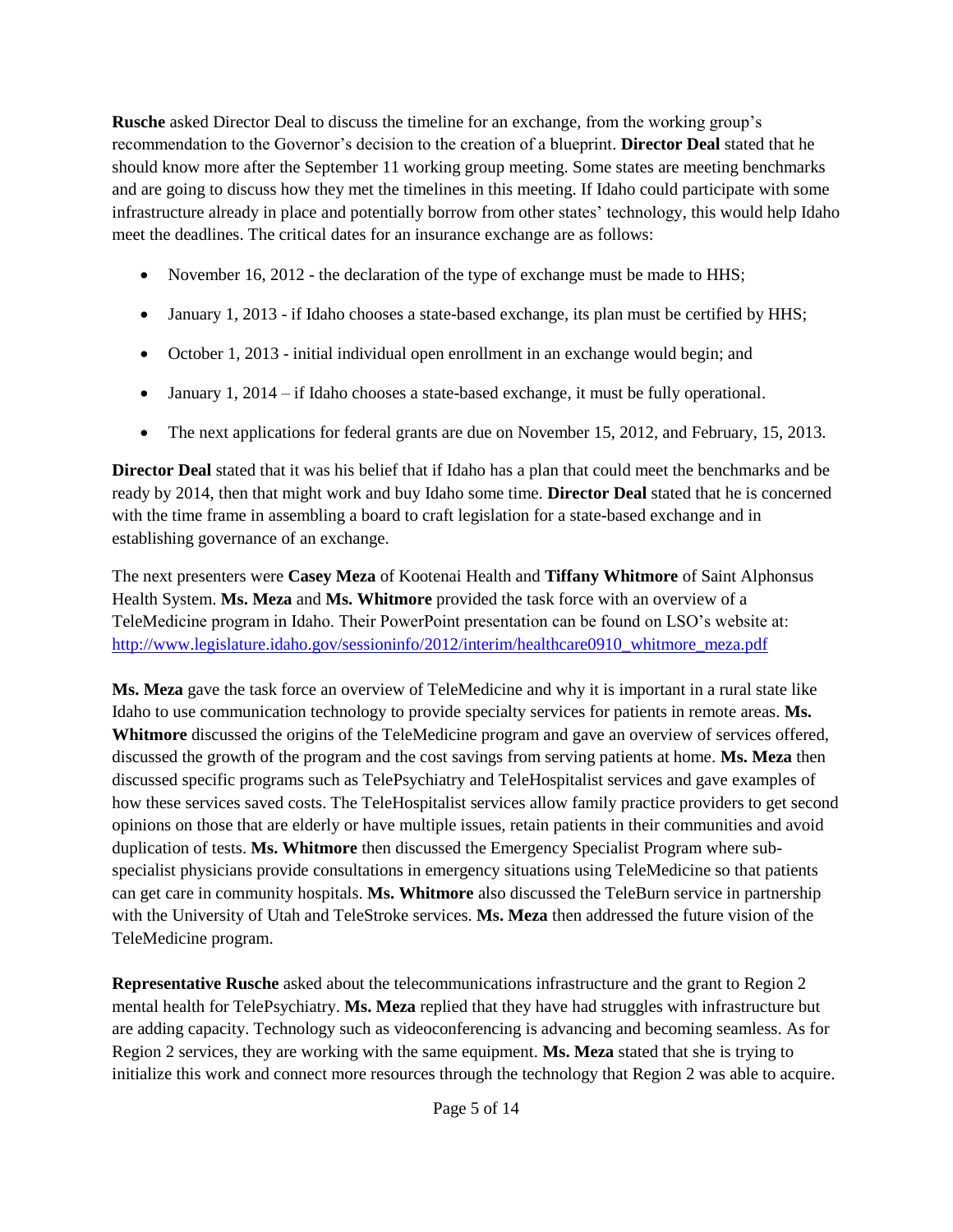**Rusche** asked Director Deal to discuss the timeline for an exchange, from the working group's recommendation to the Governor's decision to the creation of a blueprint. **Director Deal** stated that he should know more after the September 11 working group meeting. Some states are meeting benchmarks and are going to discuss how they met the timelines in this meeting. If Idaho could participate with some infrastructure already in place and potentially borrow from other states' technology, this would help Idaho meet the deadlines. The critical dates for an insurance exchange are as follows:

- November 16, 2012 - the declaration of the type of exchange must be made to HHS;
- January 1, 2013 - if Idaho chooses a state-based exchange, its plan must be certified by HHS;
- October 1, 2013 - initial individual open enrollment in an exchange would begin; and
- January 1, 2014 – if Idaho chooses a state-based exchange, it must be fully operational.
- The next applications for federal grants are due on November 15, 2012, and February, 15, 2013.

**Director Deal** stated that it was his belief that if Idaho has a plan that could meet the benchmarks and be ready by 2014, then that might work and buy Idaho some time. **Director Deal** stated that he is concerned with the time frame in assembling a board to craft legislation for a state-based exchange and in establishing governance of an exchange.

The next presenters were **Casey Meza** of Kootenai Health and **Tiffany Whitmore** of Saint Alphonsus Health System. **Ms. Meza** and **Ms. Whitmore** provided the task force with an overview of a TeleMedicine program in Idaho. Their PowerPoint presentation can be found on LSO's website at: http://www.legislature.idaho.gov/sessioninfo/2012/interim/healthcare0910_whitmore_meza.pdf

**Ms. Meza** gave the task force an overview of TeleMedicine and why it is important in a rural state like Idaho to use communication technology to provide specialty services for patients in remote areas. **Ms. Whitmore** discussed the origins of the TeleMedicine program and gave an overview of services offered, discussed the growth of the program and the cost savings from serving patients at home. **Ms. Meza** then discussed specific programs such as TelePsychiatry and TeleHospitalist services and gave examples of how these services saved costs. The TeleHospitalist services allow family practice providers to get second opinions on those that are elderly or have multiple issues, retain patients in their communities and avoid duplication of tests. **Ms. Whitmore** then discussed the Emergency Specialist Program where sub-specialist physicians provide consultations in emergency situations using TeleMedicine so that patients can get care in community hospitals. **Ms. Whitmore** also discussed the TeleBurn service in partnership with the University of Utah and TeleStroke services. **Ms. Meza** then addressed the future vision of the TeleMedicine program.

**Representative Rusche** asked about the telecommunications infrastructure and the grant to Region 2 mental health for TelePsychiatry. **Ms. Meza** replied that they have had struggles with infrastructure but are adding capacity. Technology such as videoconferencing is advancing and becoming seamless. As for Region 2 services, they are working with the same equipment. **Ms. Meza** stated that she is trying to initialize this work and connect more resources through the technology that Region 2 was able to acquire.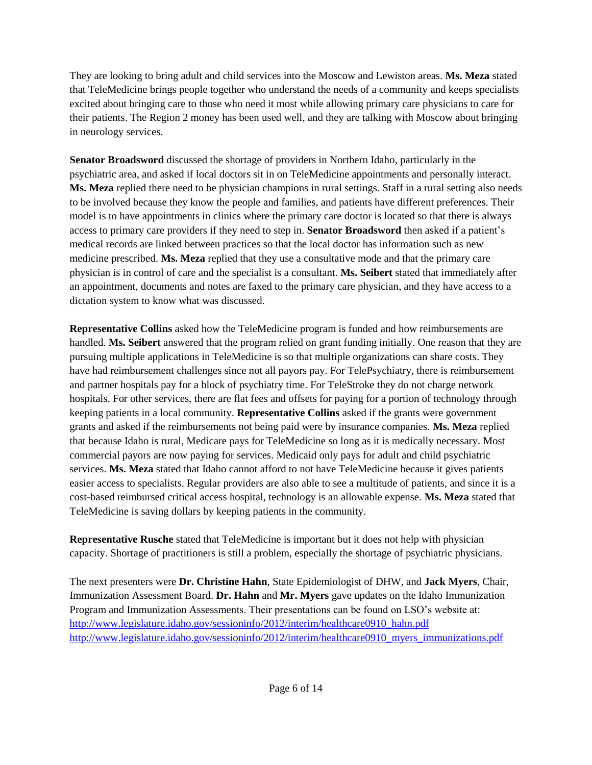They are looking to bring adult and child services into the Moscow and Lewiston areas. **Ms. Meza** stated that TeleMedicine brings people together who understand the needs of a community and keeps specialists excited about bringing care to those who need it most while allowing primary care physicians to care for their patients. The Region 2 money has been used well, and they are talking with Moscow about bringing in neurology services.

**Senator Broadsword** discussed the shortage of providers in Northern Idaho, particularly in the psychiatric area, and asked if local doctors sit in on TeleMedicine appointments and personally interact. **Ms. Meza** replied there need to be physician champions in rural settings. Staff in a rural setting also needs to be involved because they know the people and families, and patients have different preferences. Their model is to have appointments in clinics where the primary care doctor is located so that there is always access to primary care providers if they need to step in. **Senator Broadsword** then asked if a patient's medical records are linked between practices so that the local doctor has information such as new medicine prescribed. **Ms. Meza** replied that they use a consultative mode and that the primary care physician is in control of care and the specialist is a consultant. **Ms. Seibert** stated that immediately after an appointment, documents and notes are faxed to the primary care physician, and they have access to a dictation system to know what was discussed.

**Representative Collins** asked how the TeleMedicine program is funded and how reimbursements are handled. **Ms. Seibert** answered that the program relied on grant funding initially. One reason that they are pursuing multiple applications in TeleMedicine is so that multiple organizations can share costs. They have had reimbursement challenges since not all payors pay. For TelePsychiatry, there is reimbursement and partner hospitals pay for a block of psychiatry time. For TeleStroke they do not charge network hospitals. For other services, there are flat fees and offsets for paying for a portion of technology through keeping patients in a local community. **Representative Collins** asked if the grants were government grants and asked if the reimbursements not being paid were by insurance companies. **Ms. Meza** replied that because Idaho is rural, Medicare pays for TeleMedicine so long as it is medically necessary. Most commercial payors are now paying for services. Medicaid only pays for adult and child psychiatric services. **Ms. Meza** stated that Idaho cannot afford to not have TeleMedicine because it gives patients easier access to specialists. Regular providers are also able to see a multitude of patients, and since it is a cost-based reimbursed critical access hospital, technology is an allowable expense. **Ms. Meza** stated that TeleMedicine is saving dollars by keeping patients in the community.

**Representative Rusche** stated that TeleMedicine is important but it does not help with physician capacity. Shortage of practitioners is still a problem, especially the shortage of psychiatric physicians.

The next presenters were **Dr. Christine Hahn**, State Epidemiologist of DHW, and **Jack Myers**, Chair, Immunization Assessment Board. **Dr. Hahn** and **Mr. Myers** gave updates on the Idaho Immunization Program and Immunization Assessments. Their presentations can be found on LSO's website at:
http://www.legislature.idaho.gov/sessioninfo/2012/interim/healthcare0910_hahn.pdf
http://www.legislature.idaho.gov/sessioninfo/2012/interim/healthcare0910_myers_immunizations.pdf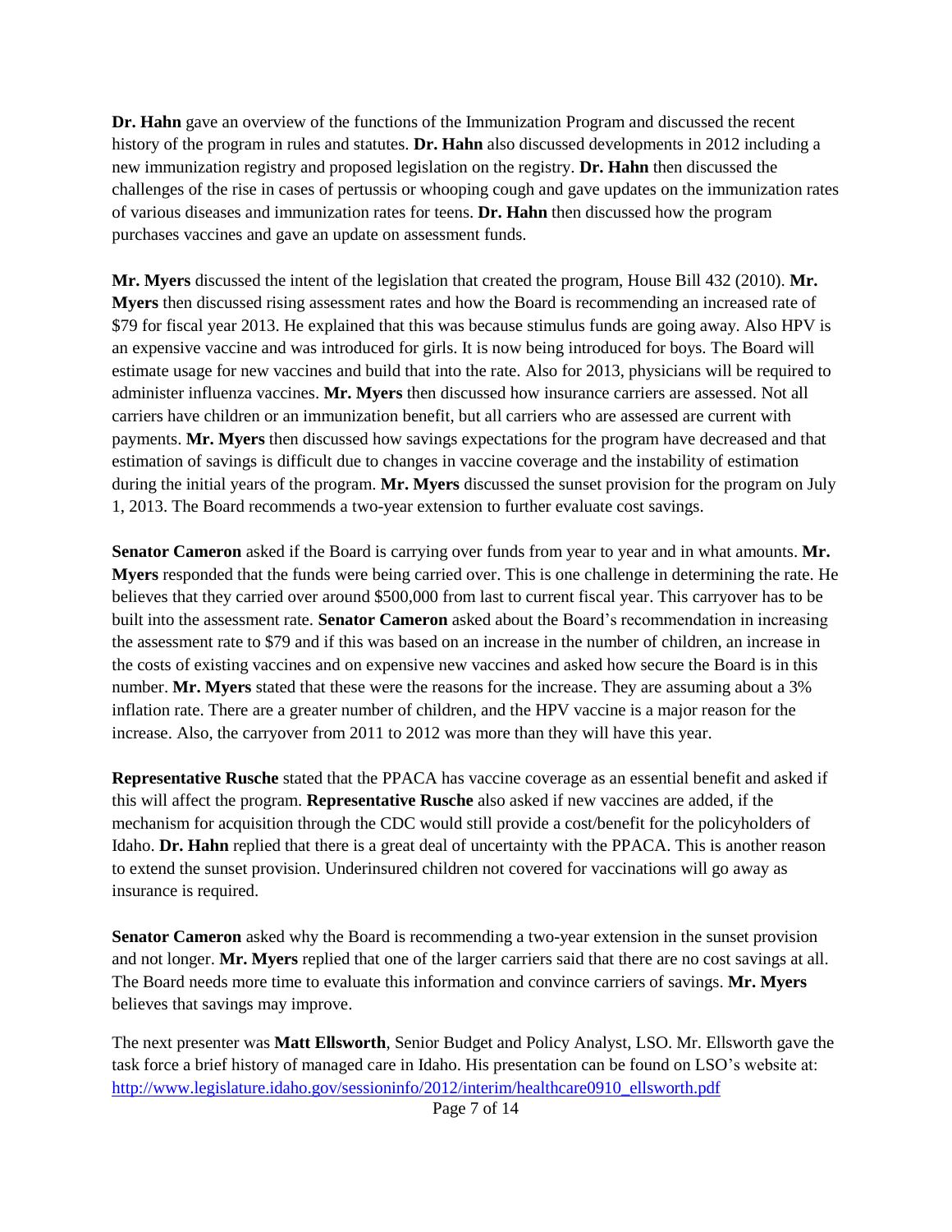**Dr. Hahn** gave an overview of the functions of the Immunization Program and discussed the recent history of the program in rules and statutes. **Dr. Hahn** also discussed developments in 2012 including a new immunization registry and proposed legislation on the registry. **Dr. Hahn** then discussed the challenges of the rise in cases of pertussis or whooping cough and gave updates on the immunization rates of various diseases and immunization rates for teens. **Dr. Hahn** then discussed how the program purchases vaccines and gave an update on assessment funds.

**Mr. Myers** discussed the intent of the legislation that created the program, House Bill 432 (2010). **Mr. Myers** then discussed rising assessment rates and how the Board is recommending an increased rate of $79 for fiscal year 2013. He explained that this was because stimulus funds are going away. Also HPV is an expensive vaccine and was introduced for girls. It is now being introduced for boys. The Board will estimate usage for new vaccines and build that into the rate. Also for 2013, physicians will be required to administer influenza vaccines. **Mr. Myers** then discussed how insurance carriers are assessed. Not all carriers have children or an immunization benefit, but all carriers who are assessed are current with payments. **Mr. Myers** then discussed how savings expectations for the program have decreased and that estimation of savings is difficult due to changes in vaccine coverage and the instability of estimation during the initial years of the program. **Mr. Myers** discussed the sunset provision for the program on July 1, 2013. The Board recommends a two-year extension to further evaluate cost savings.

**Senator Cameron** asked if the Board is carrying over funds from year to year and in what amounts. **Mr. Myers** responded that the funds were being carried over. This is one challenge in determining the rate. He believes that they carried over around $500,000 from last to current fiscal year. This carryover has to be built into the assessment rate. **Senator Cameron** asked about the Board's recommendation in increasing the assessment rate to $79 and if this was based on an increase in the number of children, an increase in the costs of existing vaccines and on expensive new vaccines and asked how secure the Board is in this number. **Mr. Myers** stated that these were the reasons for the increase. They are assuming about a 3% inflation rate. There are a greater number of children, and the HPV vaccine is a major reason for the increase. Also, the carryover from 2011 to 2012 was more than they will have this year.

**Representative Rusche** stated that the PPACA has vaccine coverage as an essential benefit and asked if this will affect the program. **Representative Rusche** also asked if new vaccines are added, if the mechanism for acquisition through the CDC would still provide a cost/benefit for the policyholders of Idaho. **Dr. Hahn** replied that there is a great deal of uncertainty with the PPACA. This is another reason to extend the sunset provision. Underinsured children not covered for vaccinations will go away as insurance is required.

**Senator Cameron** asked why the Board is recommending a two-year extension in the sunset provision and not longer. **Mr. Myers** replied that one of the larger carriers said that there are no cost savings at all. The Board needs more time to evaluate this information and convince carriers of savings. **Mr. Myers** believes that savings may improve.

The next presenter was **Matt Ellsworth**, Senior Budget and Policy Analyst, LSO. Mr. Ellsworth gave the task force a brief history of managed care in Idaho. His presentation can be found on LSO's website at: [http://www.legislature.idaho.gov/sessioninfo/2012/interim/healthcare0910_ellsworth.pdf](http://www.legislature.idaho.gov/sessioninfo/2012/interim/healthcare0910_ellsworth.pdf)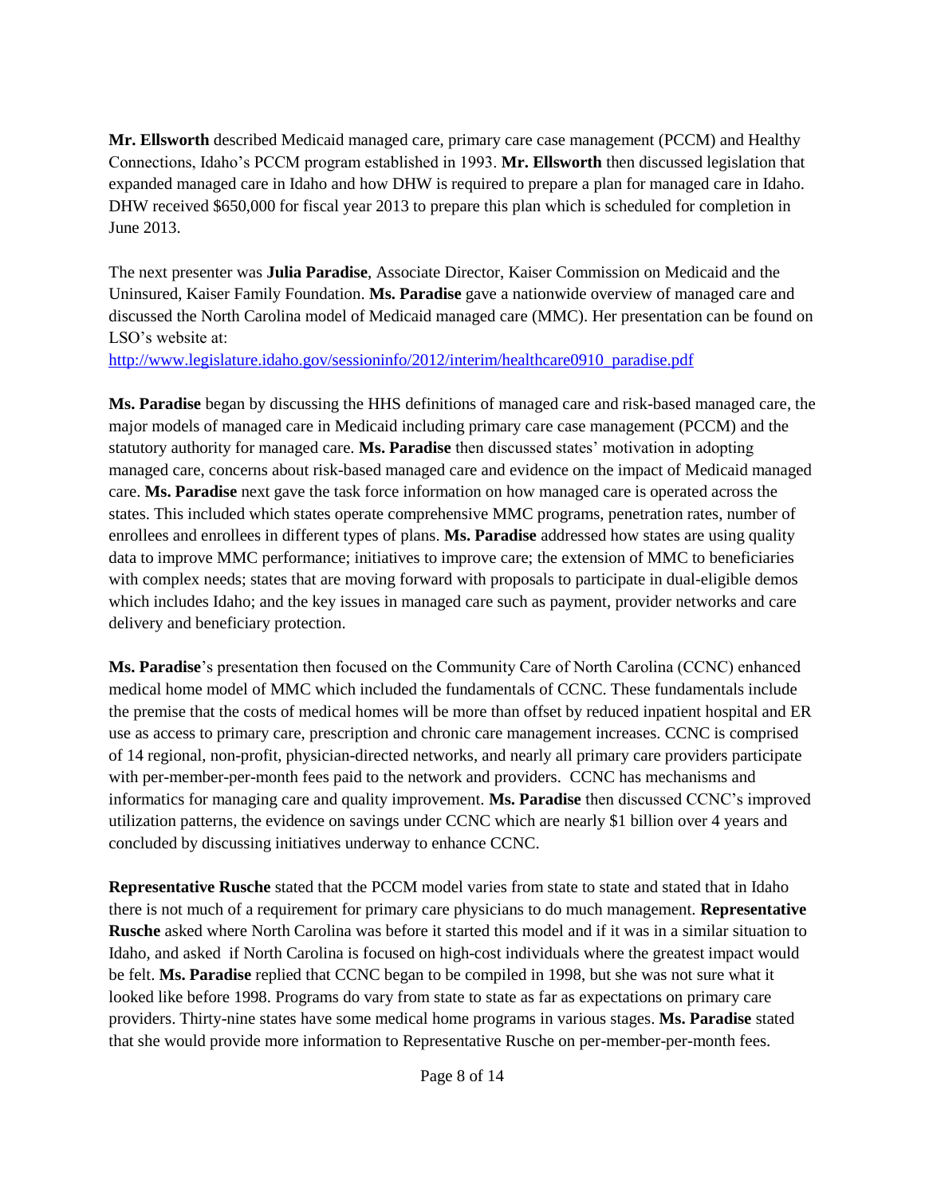**Mr. Ellsworth** described Medicaid managed care, primary care case management (PCCM) and Healthy Connections, Idaho's PCCM program established in 1993. **Mr. Ellsworth** then discussed legislation that expanded managed care in Idaho and how DHW is required to prepare a plan for managed care in Idaho. DHW received $650,000 for fiscal year 2013 to prepare this plan which is scheduled for completion in June 2013.

The next presenter was **Julia Paradise**, Associate Director, Kaiser Commission on Medicaid and the Uninsured, Kaiser Family Foundation. **Ms. Paradise** gave a nationwide overview of managed care and discussed the North Carolina model of Medicaid managed care (MMC). Her presentation can be found on LSO's website at:
http://www.legislature.idaho.gov/sessioninfo/2012/interim/healthcare0910_paradise.pdf

**Ms. Paradise** began by discussing the HHS definitions of managed care and risk-based managed care, the major models of managed care in Medicaid including primary care case management (PCCM) and the statutory authority for managed care. **Ms. Paradise** then discussed states' motivation in adopting managed care, concerns about risk-based managed care and evidence on the impact of Medicaid managed care. **Ms. Paradise** next gave the task force information on how managed care is operated across the states. This included which states operate comprehensive MMC programs, penetration rates, number of enrollees and enrollees in different types of plans. **Ms. Paradise** addressed how states are using quality data to improve MMC performance; initiatives to improve care; the extension of MMC to beneficiaries with complex needs; states that are moving forward with proposals to participate in dual-eligible demos which includes Idaho; and the key issues in managed care such as payment, provider networks and care delivery and beneficiary protection.

**Ms. Paradise**'s presentation then focused on the Community Care of North Carolina (CCNC) enhanced medical home model of MMC which included the fundamentals of CCNC. These fundamentals include the premise that the costs of medical homes will be more than offset by reduced inpatient hospital and ER use as access to primary care, prescription and chronic care management increases. CCNC is comprised of 14 regional, non-profit, physician-directed networks, and nearly all primary care providers participate with per-member-per-month fees paid to the network and providers. CCNC has mechanisms and informatics for managing care and quality improvement. **Ms. Paradise** then discussed CCNC's improved utilization patterns, the evidence on savings under CCNC which are nearly $1 billion over 4 years and concluded by discussing initiatives underway to enhance CCNC.

**Representative Rusche** stated that the PCCM model varies from state to state and stated that in Idaho there is not much of a requirement for primary care physicians to do much management. **Representative Rusche** asked where North Carolina was before it started this model and if it was in a similar situation to Idaho, and asked if North Carolina is focused on high-cost individuals where the greatest impact would be felt. **Ms. Paradise** replied that CCNC began to be compiled in 1998, but she was not sure what it looked like before 1998. Programs do vary from state to state as far as expectations on primary care providers. Thirty-nine states have some medical home programs in various stages. **Ms. Paradise** stated that she would provide more information to Representative Rusche on per-member-per-month fees.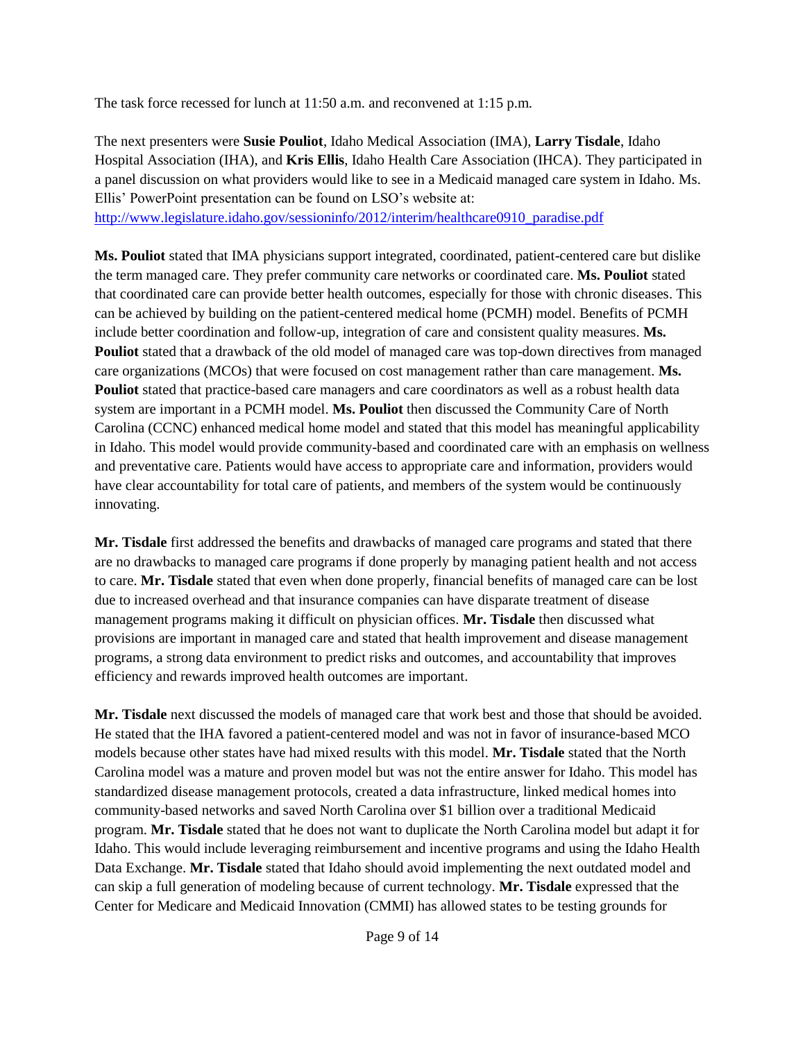The task force recessed for lunch at 11:50 a.m. and reconvened at 1:15 p.m.

The next presenters were **Susie Pouliot**, Idaho Medical Association (IMA), **Larry Tisdale**, Idaho Hospital Association (IHA), and **Kris Ellis**, Idaho Health Care Association (IHCA). They participated in a panel discussion on what providers would like to see in a Medicaid managed care system in Idaho. Ms. Ellis' PowerPoint presentation can be found on LSO's website at: [http://www.legislature.idaho.gov/sessioninfo/2012/interim/healthcare0910_paradise.pdf](http://www.legislature.idaho.gov/sessioninfo/2012/interim/healthcare0910_paradise.pdf)

**Ms. Pouliot** stated that IMA physicians support integrated, coordinated, patient-centered care but dislike the term managed care. They prefer community care networks or coordinated care. **Ms. Pouliot** stated that coordinated care can provide better health outcomes, especially for those with chronic diseases. This can be achieved by building on the patient-centered medical home (PCMH) model. Benefits of PCMH include better coordination and follow-up, integration of care and consistent quality measures. **Ms. Pouliot** stated that a drawback of the old model of managed care was top-down directives from managed care organizations (MCOs) that were focused on cost management rather than care management. **Ms. Pouliot** stated that practice-based care managers and care coordinators as well as a robust health data system are important in a PCMH model. **Ms. Pouliot** then discussed the Community Care of North Carolina (CCNC) enhanced medical home model and stated that this model has meaningful applicability in Idaho. This model would provide community-based and coordinated care with an emphasis on wellness and preventative care. Patients would have access to appropriate care and information, providers would have clear accountability for total care of patients, and members of the system would be continuously innovating.

**Mr. Tisdale** first addressed the benefits and drawbacks of managed care programs and stated that there are no drawbacks to managed care programs if done properly by managing patient health and not access to care. **Mr. Tisdale** stated that even when done properly, financial benefits of managed care can be lost due to increased overhead and that insurance companies can have disparate treatment of disease management programs making it difficult on physician offices. **Mr. Tisdale** then discussed what provisions are important in managed care and stated that health improvement and disease management programs, a strong data environment to predict risks and outcomes, and accountability that improves efficiency and rewards improved health outcomes are important.

**Mr. Tisdale** next discussed the models of managed care that work best and those that should be avoided. He stated that the IHA favored a patient-centered model and was not in favor of insurance-based MCO models because other states have had mixed results with this model. **Mr. Tisdale** stated that the North Carolina model was a mature and proven model but was not the entire answer for Idaho. This model has standardized disease management protocols, created a data infrastructure, linked medical homes into community-based networks and saved North Carolina over $1 billion over a traditional Medicaid program. **Mr. Tisdale** stated that he does not want to duplicate the North Carolina model but adapt it for Idaho. This would include leveraging reimbursement and incentive programs and using the Idaho Health Data Exchange. **Mr. Tisdale** stated that Idaho should avoid implementing the next outdated model and can skip a full generation of modeling because of current technology. **Mr. Tisdale** expressed that the Center for Medicare and Medicaid Innovation (CMMI) has allowed states to be testing grounds for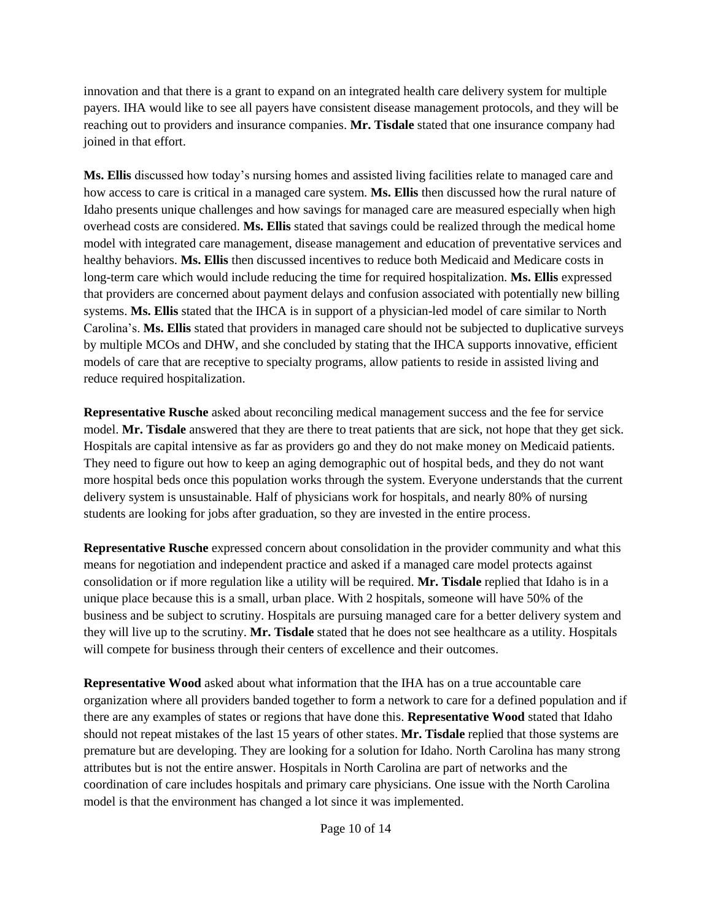innovation and that there is a grant to expand on an integrated health care delivery system for multiple payers. IHA would like to see all payers have consistent disease management protocols, and they will be reaching out to providers and insurance companies. **Mr. Tisdale** stated that one insurance company had joined in that effort.

**Ms. Ellis** discussed how today's nursing homes and assisted living facilities relate to managed care and how access to care is critical in a managed care system. **Ms. Ellis** then discussed how the rural nature of Idaho presents unique challenges and how savings for managed care are measured especially when high overhead costs are considered. **Ms. Ellis** stated that savings could be realized through the medical home model with integrated care management, disease management and education of preventative services and healthy behaviors. **Ms. Ellis** then discussed incentives to reduce both Medicaid and Medicare costs in long-term care which would include reducing the time for required hospitalization. **Ms. Ellis** expressed that providers are concerned about payment delays and confusion associated with potentially new billing systems. **Ms. Ellis** stated that the IHCA is in support of a physician-led model of care similar to North Carolina's. **Ms. Ellis** stated that providers in managed care should not be subjected to duplicative surveys by multiple MCOs and DHW, and she concluded by stating that the IHCA supports innovative, efficient models of care that are receptive to specialty programs, allow patients to reside in assisted living and reduce required hospitalization.

**Representative Rusche** asked about reconciling medical management success and the fee for service model. **Mr. Tisdale** answered that they are there to treat patients that are sick, not hope that they get sick. Hospitals are capital intensive as far as providers go and they do not make money on Medicaid patients. They need to figure out how to keep an aging demographic out of hospital beds, and they do not want more hospital beds once this population works through the system. Everyone understands that the current delivery system is unsustainable. Half of physicians work for hospitals, and nearly 80% of nursing students are looking for jobs after graduation, so they are invested in the entire process.

**Representative Rusche** expressed concern about consolidation in the provider community and what this means for negotiation and independent practice and asked if a managed care model protects against consolidation or if more regulation like a utility will be required. **Mr. Tisdale** replied that Idaho is in a unique place because this is a small, urban place. With 2 hospitals, someone will have 50% of the business and be subject to scrutiny. Hospitals are pursuing managed care for a better delivery system and they will live up to the scrutiny. **Mr. Tisdale** stated that he does not see healthcare as a utility. Hospitals will compete for business through their centers of excellence and their outcomes.

**Representative Wood** asked about what information that the IHA has on a true accountable care organization where all providers banded together to form a network to care for a defined population and if there are any examples of states or regions that have done this. **Representative Wood** stated that Idaho should not repeat mistakes of the last 15 years of other states. **Mr. Tisdale** replied that those systems are premature but are developing. They are looking for a solution for Idaho. North Carolina has many strong attributes but is not the entire answer. Hospitals in North Carolina are part of networks and the coordination of care includes hospitals and primary care physicians. One issue with the North Carolina model is that the environment has changed a lot since it was implemented.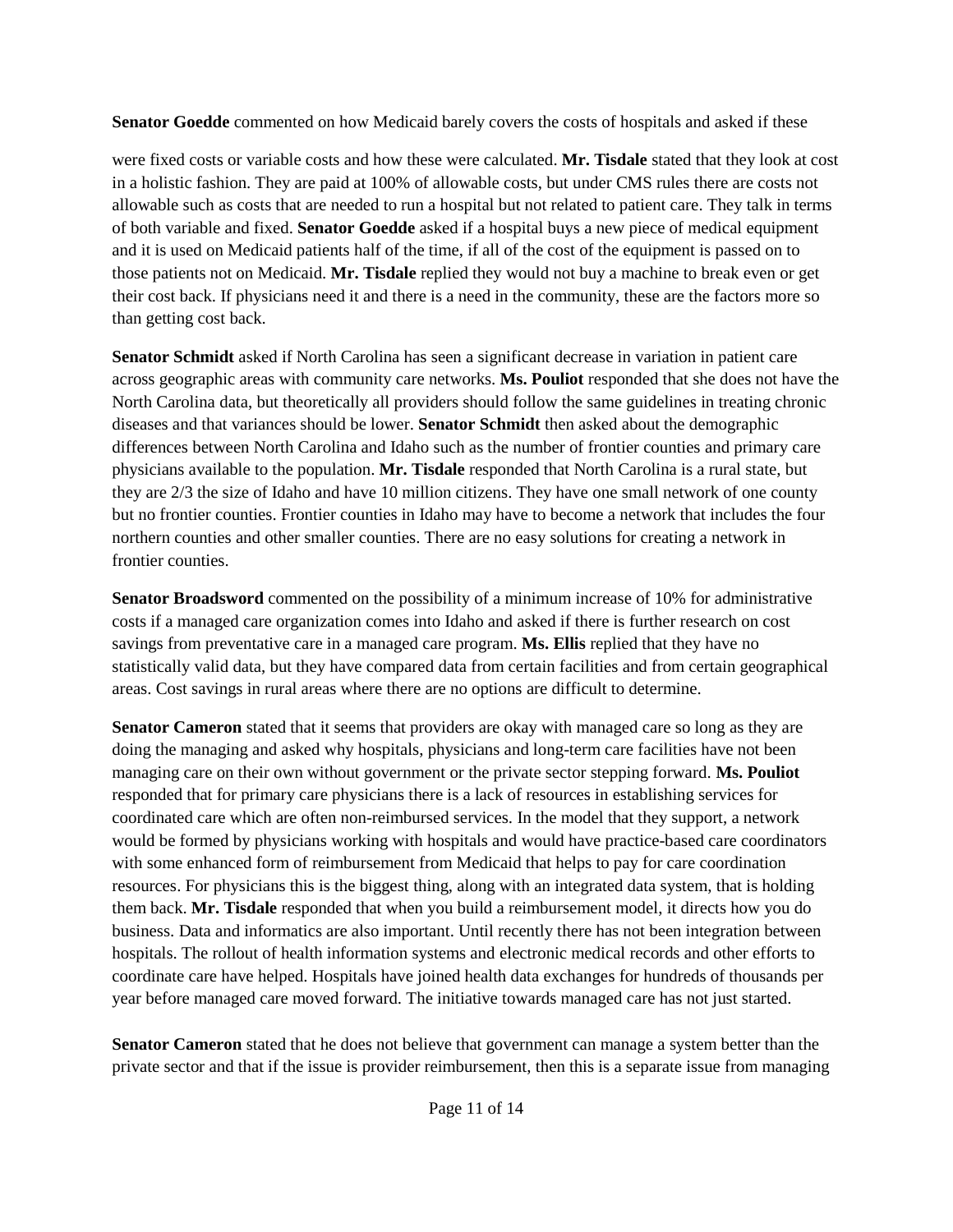**Senator Goedde** commented on how Medicaid barely covers the costs of hospitals and asked if these

were fixed costs or variable costs and how these were calculated. **Mr. Tisdale** stated that they look at cost in a holistic fashion. They are paid at 100% of allowable costs, but under CMS rules there are costs not allowable such as costs that are needed to run a hospital but not related to patient care. They talk in terms of both variable and fixed. **Senator Goedde** asked if a hospital buys a new piece of medical equipment and it is used on Medicaid patients half of the time, if all of the cost of the equipment is passed on to those patients not on Medicaid. **Mr. Tisdale** replied they would not buy a machine to break even or get their cost back. If physicians need it and there is a need in the community, these are the factors more so than getting cost back.

**Senator Schmidt** asked if North Carolina has seen a significant decrease in variation in patient care across geographic areas with community care networks. **Ms. Pouliot** responded that she does not have the North Carolina data, but theoretically all providers should follow the same guidelines in treating chronic diseases and that variances should be lower. **Senator Schmidt** then asked about the demographic differences between North Carolina and Idaho such as the number of frontier counties and primary care physicians available to the population. **Mr. Tisdale** responded that North Carolina is a rural state, but they are 2/3 the size of Idaho and have 10 million citizens. They have one small network of one county but no frontier counties. Frontier counties in Idaho may have to become a network that includes the four northern counties and other smaller counties. There are no easy solutions for creating a network in frontier counties.

**Senator Broadsword** commented on the possibility of a minimum increase of 10% for administrative costs if a managed care organization comes into Idaho and asked if there is further research on cost savings from preventative care in a managed care program. **Ms. Ellis** replied that they have no statistically valid data, but they have compared data from certain facilities and from certain geographical areas. Cost savings in rural areas where there are no options are difficult to determine.

**Senator Cameron** stated that it seems that providers are okay with managed care so long as they are doing the managing and asked why hospitals, physicians and long-term care facilities have not been managing care on their own without government or the private sector stepping forward. **Ms. Pouliot** responded that for primary care physicians there is a lack of resources in establishing services for coordinated care which are often non-reimbursed services. In the model that they support, a network would be formed by physicians working with hospitals and would have practice-based care coordinators with some enhanced form of reimbursement from Medicaid that helps to pay for care coordination resources. For physicians this is the biggest thing, along with an integrated data system, that is holding them back. **Mr. Tisdale** responded that when you build a reimbursement model, it directs how you do business. Data and informatics are also important. Until recently there has not been integration between hospitals. The rollout of health information systems and electronic medical records and other efforts to coordinate care have helped. Hospitals have joined health data exchanges for hundreds of thousands per year before managed care moved forward. The initiative towards managed care has not just started.

**Senator Cameron** stated that he does not believe that government can manage a system better than the private sector and that if the issue is provider reimbursement, then this is a separate issue from managing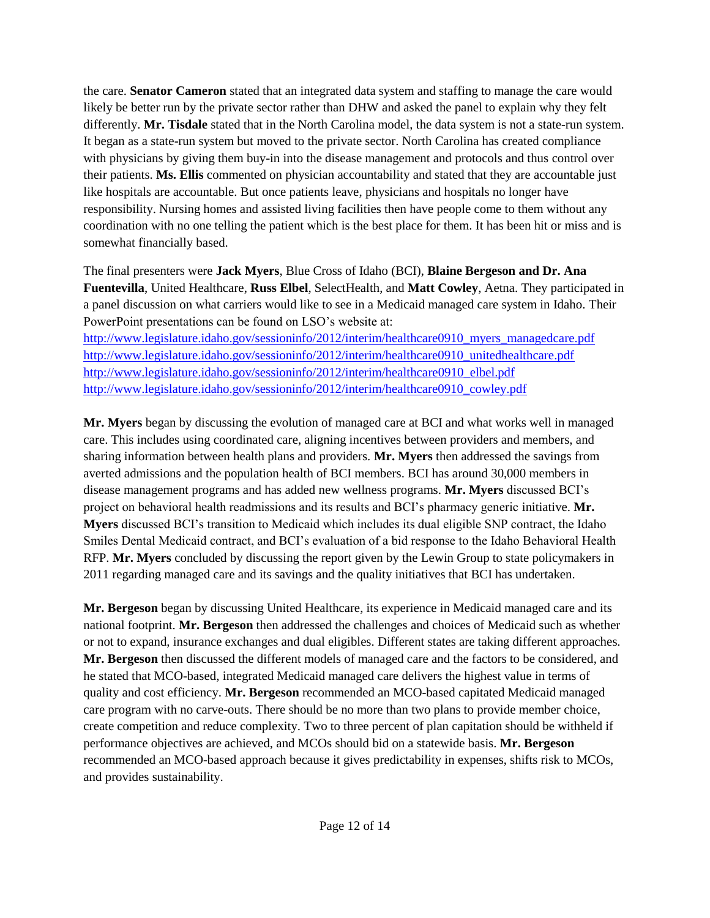the care. **Senator Cameron** stated that an integrated data system and staffing to manage the care would likely be better run by the private sector rather than DHW and asked the panel to explain why they felt differently. **Mr. Tisdale** stated that in the North Carolina model, the data system is not a state-run system. It began as a state-run system but moved to the private sector. North Carolina has created compliance with physicians by giving them buy-in into the disease management and protocols and thus control over their patients. **Ms. Ellis** commented on physician accountability and stated that they are accountable just like hospitals are accountable. But once patients leave, physicians and hospitals no longer have responsibility. Nursing homes and assisted living facilities then have people come to them without any coordination with no one telling the patient which is the best place for them. It has been hit or miss and is somewhat financially based.

The final presenters were **Jack Myers**, Blue Cross of Idaho (BCI), **Blaine Bergeson and Dr. Ana Fuentevilla**, United Healthcare, **Russ Elbel**, SelectHealth, and **Matt Cowley**, Aetna. They participated in a panel discussion on what carriers would like to see in a Medicaid managed care system in Idaho. Their PowerPoint presentations can be found on LSO's website at:
http://www.legislature.idaho.gov/sessioninfo/2012/interim/healthcare0910_myers_managedcare.pdf
http://www.legislature.idaho.gov/sessioninfo/2012/interim/healthcare0910_unitedhealthcare.pdf
http://www.legislature.idaho.gov/sessioninfo/2012/interim/healthcare0910_elbel.pdf
http://www.legislature.idaho.gov/sessioninfo/2012/interim/healthcare0910_cowley.pdf

**Mr. Myers** began by discussing the evolution of managed care at BCI and what works well in managed care. This includes using coordinated care, aligning incentives between providers and members, and sharing information between health plans and providers. **Mr. Myers** then addressed the savings from averted admissions and the population health of BCI members. BCI has around 30,000 members in disease management programs and has added new wellness programs. **Mr. Myers** discussed BCI's project on behavioral health readmissions and its results and BCI's pharmacy generic initiative. **Mr. Myers** discussed BCI's transition to Medicaid which includes its dual eligible SNP contract, the Idaho Smiles Dental Medicaid contract, and BCI's evaluation of a bid response to the Idaho Behavioral Health RFP. **Mr. Myers** concluded by discussing the report given by the Lewin Group to state policymakers in 2011 regarding managed care and its savings and the quality initiatives that BCI has undertaken.

**Mr. Bergeson** began by discussing United Healthcare, its experience in Medicaid managed care and its national footprint. **Mr. Bergeson** then addressed the challenges and choices of Medicaid such as whether or not to expand, insurance exchanges and dual eligibles. Different states are taking different approaches. **Mr. Bergeson** then discussed the different models of managed care and the factors to be considered, and he stated that MCO-based, integrated Medicaid managed care delivers the highest value in terms of quality and cost efficiency. **Mr. Bergeson** recommended an MCO-based capitated Medicaid managed care program with no carve-outs. There should be no more than two plans to provide member choice, create competition and reduce complexity. Two to three percent of plan capitation should be withheld if performance objectives are achieved, and MCOs should bid on a statewide basis. **Mr. Bergeson** recommended an MCO-based approach because it gives predictability in expenses, shifts risk to MCOs, and provides sustainability.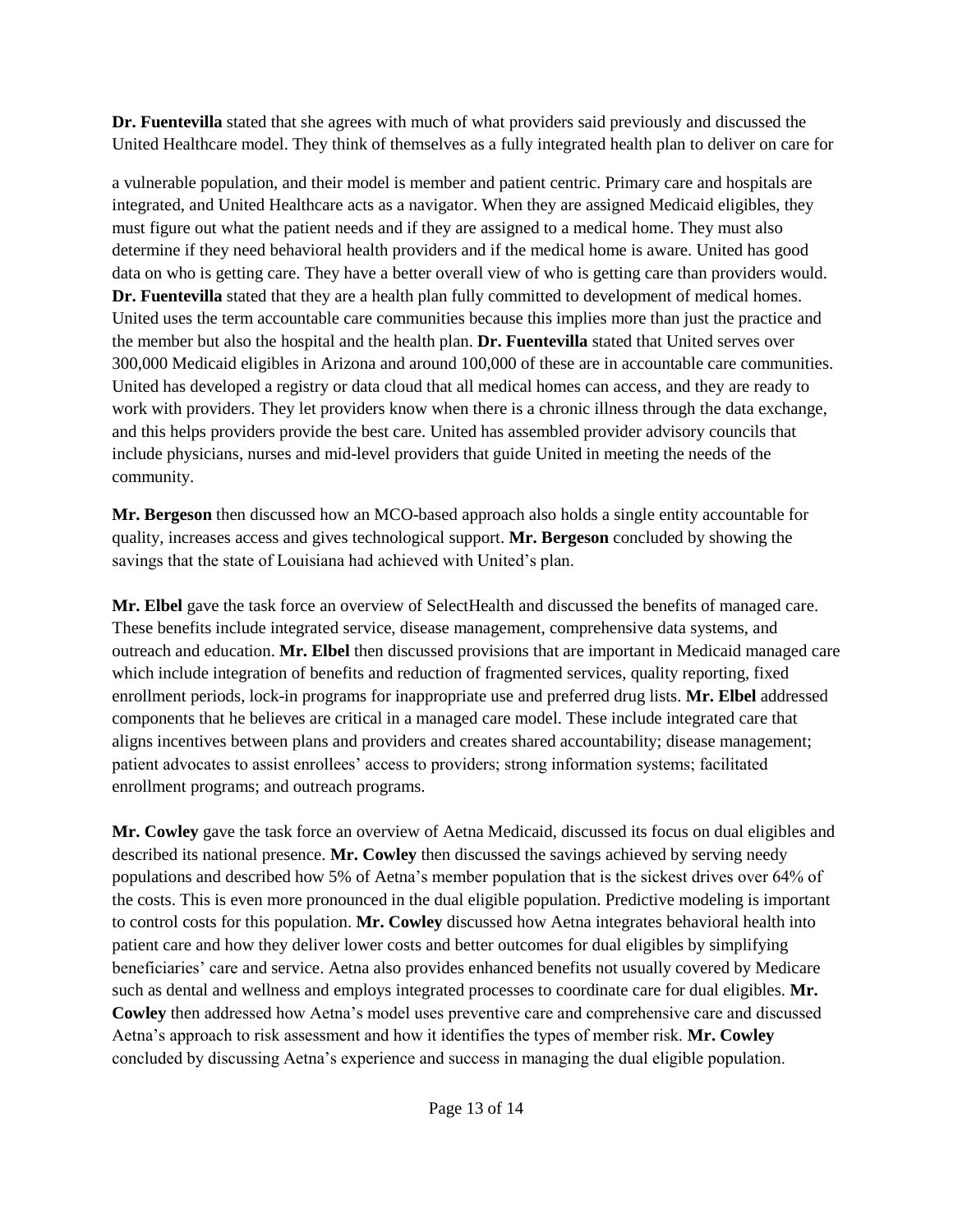**Dr. Fuentevilla** stated that she agrees with much of what providers said previously and discussed the United Healthcare model. They think of themselves as a fully integrated health plan to deliver on care for a vulnerable population, and their model is member and patient centric. Primary care and hospitals are integrated, and United Healthcare acts as a navigator. When they are assigned Medicaid eligibles, they must figure out what the patient needs and if they are assigned to a medical home. They must also determine if they need behavioral health providers and if the medical home is aware. United has good data on who is getting care. They have a better overall view of who is getting care than providers would. **Dr. Fuentevilla** stated that they are a health plan fully committed to development of medical homes. United uses the term accountable care communities because this implies more than just the practice and the member but also the hospital and the health plan. **Dr. Fuentevilla** stated that United serves over 300,000 Medicaid eligibles in Arizona and around 100,000 of these are in accountable care communities. United has developed a registry or data cloud that all medical homes can access, and they are ready to work with providers. They let providers know when there is a chronic illness through the data exchange, and this helps providers provide the best care. United has assembled provider advisory councils that include physicians, nurses and mid-level providers that guide United in meeting the needs of the community.

**Mr. Bergeson** then discussed how an MCO-based approach also holds a single entity accountable for quality, increases access and gives technological support. **Mr. Bergeson** concluded by showing the savings that the state of Louisiana had achieved with United's plan.

**Mr. Elbel** gave the task force an overview of SelectHealth and discussed the benefits of managed care. These benefits include integrated service, disease management, comprehensive data systems, and outreach and education. **Mr. Elbel** then discussed provisions that are important in Medicaid managed care which include integration of benefits and reduction of fragmented services, quality reporting, fixed enrollment periods, lock-in programs for inappropriate use and preferred drug lists. **Mr. Elbel** addressed components that he believes are critical in a managed care model. These include integrated care that aligns incentives between plans and providers and creates shared accountability; disease management; patient advocates to assist enrollees' access to providers; strong information systems; facilitated enrollment programs; and outreach programs.

**Mr. Cowley** gave the task force an overview of Aetna Medicaid, discussed its focus on dual eligibles and described its national presence. **Mr. Cowley** then discussed the savings achieved by serving needy populations and described how 5% of Aetna's member population that is the sickest drives over 64% of the costs. This is even more pronounced in the dual eligible population. Predictive modeling is important to control costs for this population. **Mr. Cowley** discussed how Aetna integrates behavioral health into patient care and how they deliver lower costs and better outcomes for dual eligibles by simplifying beneficiaries' care and service. Aetna also provides enhanced benefits not usually covered by Medicare such as dental and wellness and employs integrated processes to coordinate care for dual eligibles. **Mr. Cowley** then addressed how Aetna's model uses preventive care and comprehensive care and discussed Aetna's approach to risk assessment and how it identifies the types of member risk. **Mr. Cowley** concluded by discussing Aetna's experience and success in managing the dual eligible population.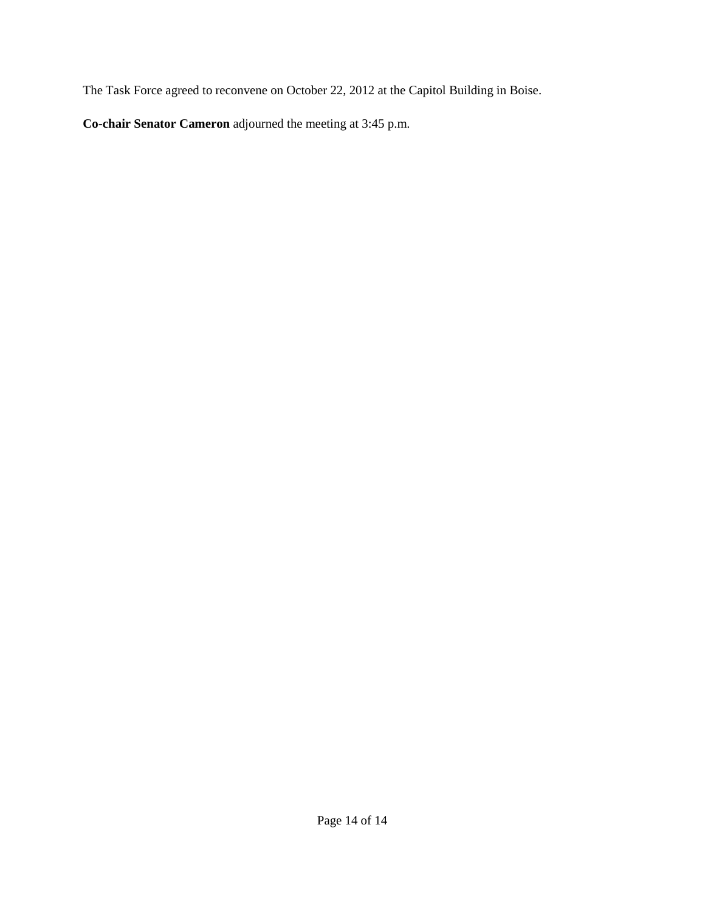The Task Force agreed to reconvene on October 22, 2012 at the Capitol Building in Boise.

**Co-chair Senator Cameron** adjourned the meeting at 3:45 p.m.